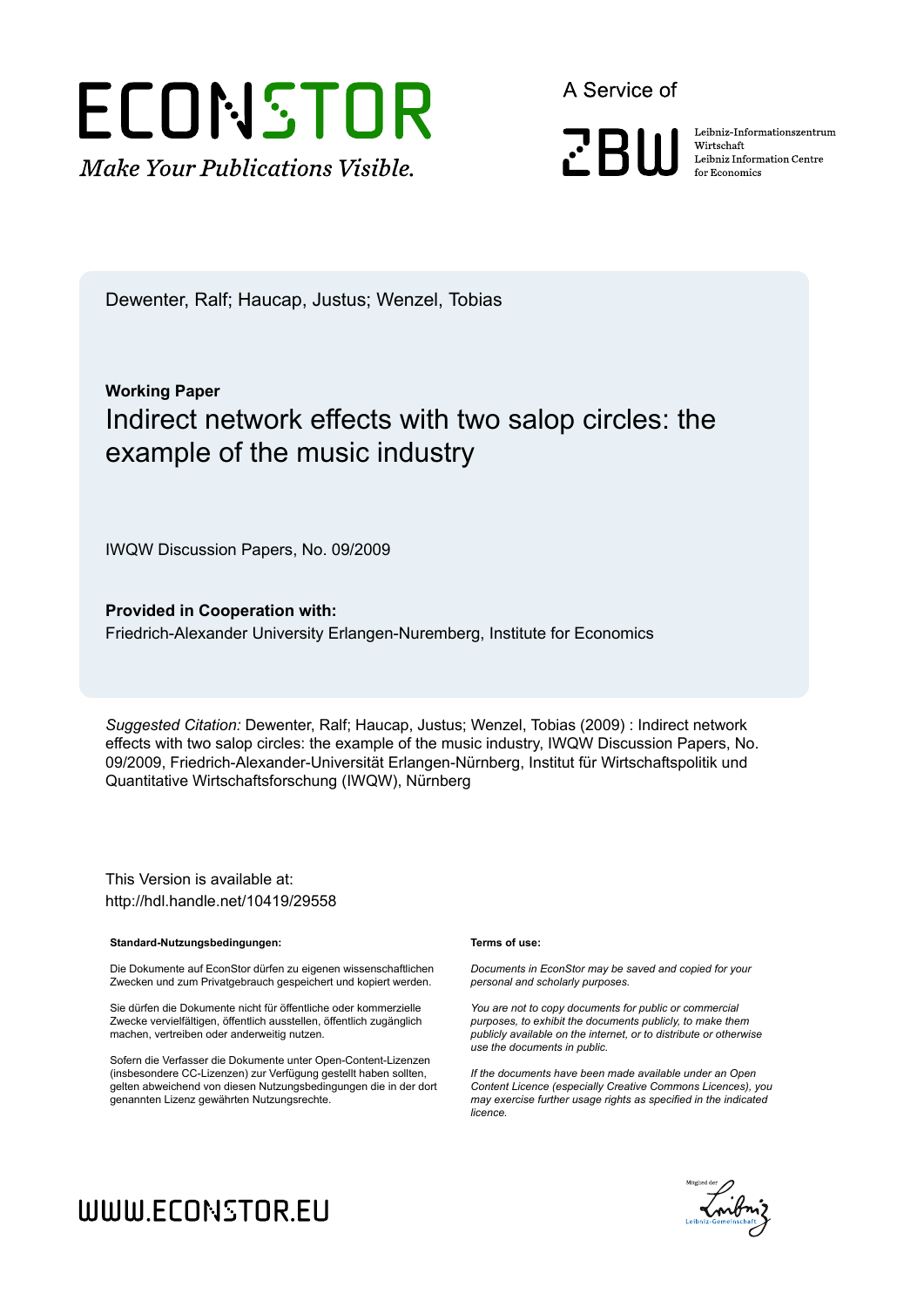Dewenter, Ralf; Haucap, Justus; Wenzel, Tobias

**Working Paper**

# Indirect network effects with two salop circles: the example of the music industry

IWQW Discussion Papers, No. 09/2009

**Provided in Cooperation with:**

Friedrich-Alexander University Erlangen-Nuremberg, Institute for Economics

*Suggested Citation:* Dewenter, Ralf; Haucap, Justus; Wenzel, Tobias (2009) : Indirect network effects with two salop circles: the example of the music industry, IWQW Discussion Papers, No. 09/2009, Friedrich-Alexander-Universität Erlangen-Nürnberg, Institut für Wirtschaftspolitik und Quantitative Wirtschaftsforschung (IWQW), Nürnberg

This Version is available at:
http://hdl.handle.net/10419/29558

**Standard-Nutzungsbedingungen:**

Die Dokumente auf EconStor dürfen zu eigenen wissenschaftlichen Zwecken und zum Privatgebrauch gespeichert und kopiert werden.

Sie dürfen die Dokumente nicht für öffentliche oder kommerzielle Zwecke vervielfältigen, öffentlich ausstellen, öffentlich zugänglich machen, vertreiben oder anderweitig nutzen.

Sofern die Verfasser die Dokumente unter Open-Content-Lizenzen (insbesondere CC-Lizenzen) zur Verfügung gestellt haben sollten, gelten abweichend von diesen Nutzungsbedingungen die in der dort genannten Lizenz gewährten Nutzungsrechte.

**Terms of use:**

*Documents in EconStor may be saved and copied for your personal and scholarly purposes.*

*You are not to copy documents for public or commercial purposes, to exhibit the documents publicly, to make them publicly available on the internet, or to distribute or otherwise use the documents in public.*

*If the documents have been made available under an Open Content Licence (especially Creative Commons Licences), you may exercise further usage rights as specified in the indicated licence.*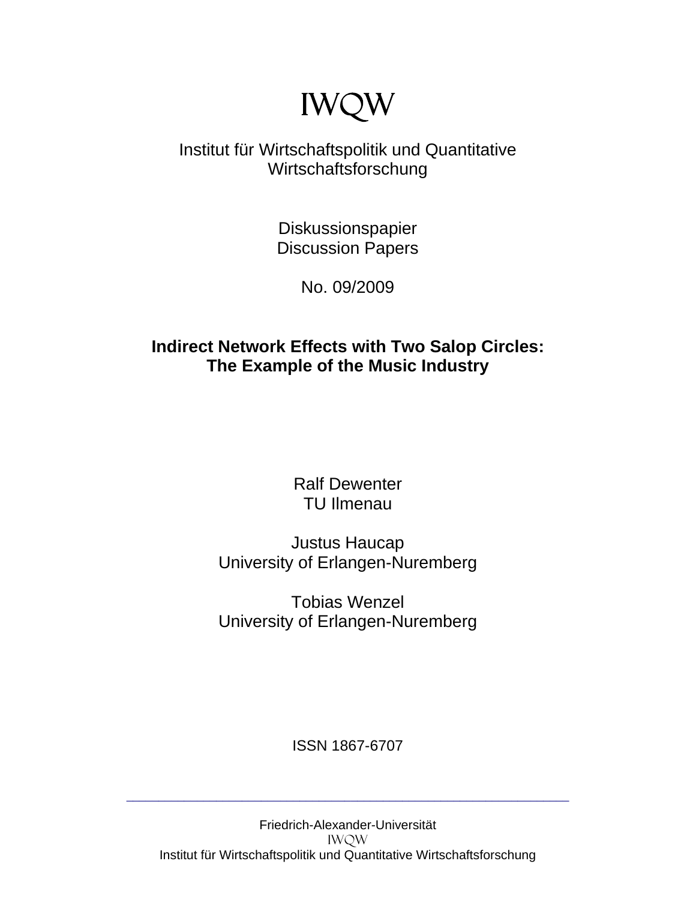# IWQW

Institut für Wirtschaftspolitik und Quantitative Wirtschaftsforschung

Diskussionspapier
Discussion Papers

No. 09/2009

**Indirect Network Effects with Two Salop Circles: The Example of the Music Industry**

Ralf Dewenter
TU Ilmenau

Justus Haucap
University of Erlangen-Nuremberg

Tobias Wenzel
University of Erlangen-Nuremberg

ISSN 1867-6707

---

Friedrich-Alexander-Universität
IWQW
Institut für Wirtschaftspolitik und Quantitative Wirtschaftsforschung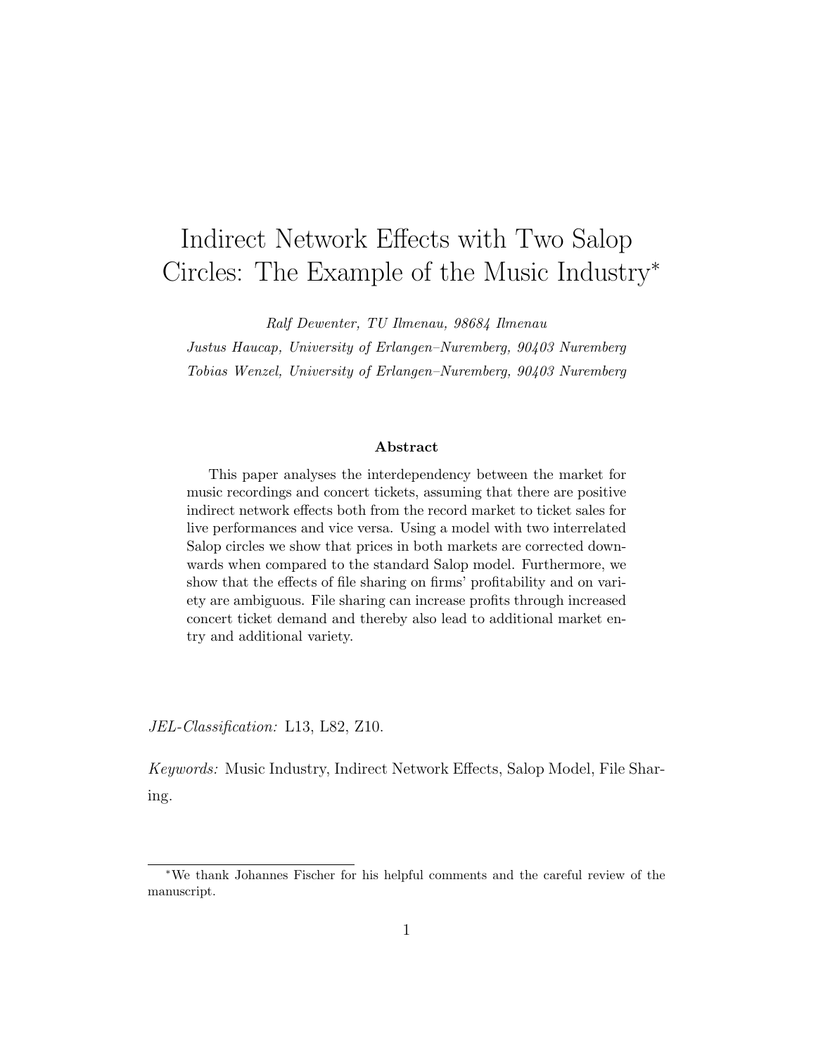# Indirect Network Effects with Two Salop Circles: The Example of the Music Industry[*]

*Ralf Dewenter, TU Ilmenau, 98684 Ilmenau*

*Justus Haucap, University of Erlangen–Nuremberg, 90403 Nuremberg*

*Tobias Wenzel, University of Erlangen–Nuremberg, 90403 Nuremberg*

**Abstract**

This paper analyses the interdependency between the market for music recordings and concert tickets, assuming that there are positive indirect network effects both from the record market to ticket sales for live performances and vice versa. Using a model with two interrelated Salop circles we show that prices in both markets are corrected downwards when compared to the standard Salop model. Furthermore, we show that the effects of file sharing on firms' profitability and on variety are ambiguous. File sharing can increase profits through increased concert ticket demand and thereby also lead to additional market entry and additional variety.

*JEL-Classification:* L13, L82, Z10.

*Keywords:* Music Industry, Indirect Network Effects, Salop Model, File Sharing.

[*] We thank Johannes Fischer for his helpful comments and the careful review of the manuscript.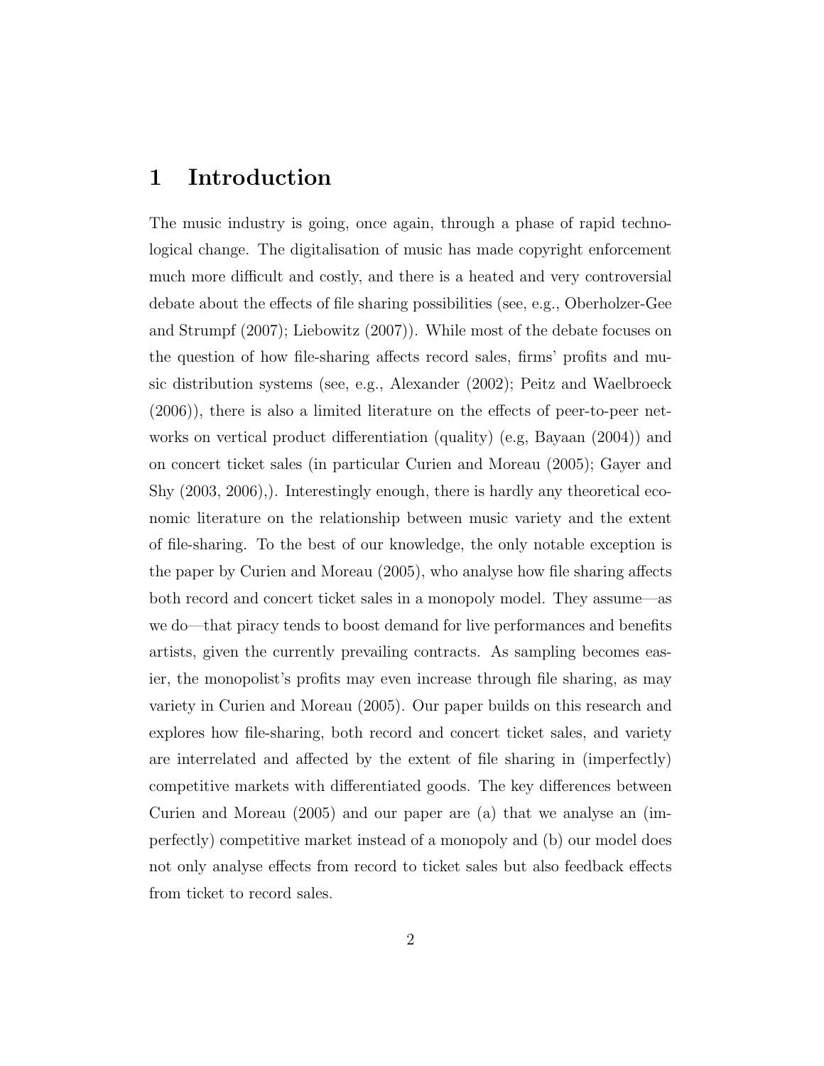# 1 Introduction

The music industry is going, once again, through a phase of rapid technological change. The digitalisation of music has made copyright enforcement much more difficult and costly, and there is a heated and very controversial debate about the effects of file sharing possibilities (see, e.g., Oberholzer-Gee and Strumpf (2007); Liebowitz (2007)). While most of the debate focuses on the question of how file-sharing affects record sales, firms' profits and music distribution systems (see, e.g., Alexander (2002); Peitz and Waelbroeck (2006)), there is also a limited literature on the effects of peer-to-peer networks on vertical product differentiation (quality) (e.g, Bayaan (2004)) and on concert ticket sales (in particular Curien and Moreau (2005); Gayer and Shy (2003, 2006),). Interestingly enough, there is hardly any theoretical economic literature on the relationship between music variety and the extent of file-sharing. To the best of our knowledge, the only notable exception is the paper by Curien and Moreau (2005), who analyse how file sharing affects both record and concert ticket sales in a monopoly model. They assume—as we do—that piracy tends to boost demand for live performances and benefits artists, given the currently prevailing contracts. As sampling becomes easier, the monopolist's profits may even increase through file sharing, as may variety in Curien and Moreau (2005). Our paper builds on this research and explores how file-sharing, both record and concert ticket sales, and variety are interrelated and affected by the extent of file sharing in (imperfectly) competitive markets with differentiated goods. The key differences between Curien and Moreau (2005) and our paper are (a) that we analyse an (imperfectly) competitive market instead of a monopoly and (b) our model does not only analyse effects from record to ticket sales but also feedback effects from ticket to record sales.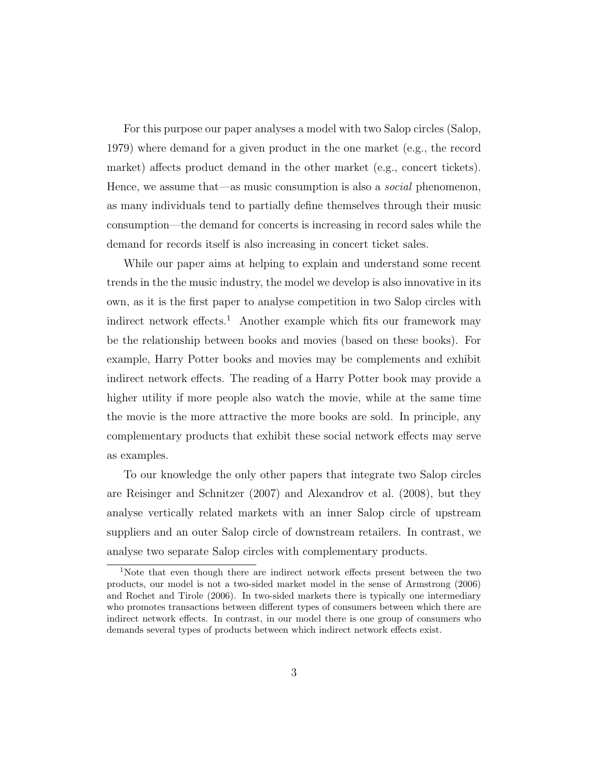For this purpose our paper analyses a model with two Salop circles (Salop, 1979) where demand for a given product in the one market (e.g., the record market) affects product demand in the other market (e.g., concert tickets). Hence, we assume that—as music consumption is also a *social* phenomenon, as many individuals tend to partially define themselves through their music consumption—the demand for concerts is increasing in record sales while the demand for records itself is also increasing in concert ticket sales.

While our paper aims at helping to explain and understand some recent trends in the the music industry, the model we develop is also innovative in its own, as it is the first paper to analyse competition in two Salop circles with indirect network effects.[1] Another example which fits our framework may be the relationship between books and movies (based on these books). For example, Harry Potter books and movies may be complements and exhibit indirect network effects. The reading of a Harry Potter book may provide a higher utility if more people also watch the movie, while at the same time the movie is the more attractive the more books are sold. In principle, any complementary products that exhibit these social network effects may serve as examples.

To our knowledge the only other papers that integrate two Salop circles are Reisinger and Schnitzer (2007) and Alexandrov et al. (2008), but they analyse vertically related markets with an inner Salop circle of upstream suppliers and an outer Salop circle of downstream retailers. In contrast, we analyse two separate Salop circles with complementary products.

[1] Note that even though there are indirect network effects present between the two products, our model is not a two-sided market model in the sense of Armstrong (2006) and Rochet and Tirole (2006). In two-sided markets there is typically one intermediary who promotes transactions between different types of consumers between which there are indirect network effects. In contrast, in our model there is one group of consumers who demands several types of products between which indirect network effects exist.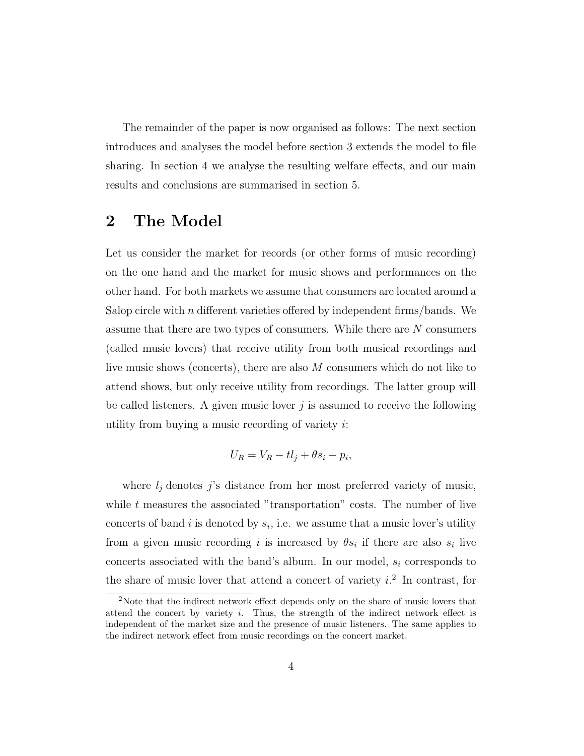The remainder of the paper is now organised as follows: The next section introduces and analyses the model before section 3 extends the model to file sharing. In section 4 we analyse the resulting welfare effects, and our main results and conclusions are summarised in section 5.

## 2 The Model

Let us consider the market for records (or other forms of music recording) on the one hand and the market for music shows and performances on the other hand. For both markets we assume that consumers are located around a Salop circle with $n$ different varieties offered by independent firms/bands. We assume that there are two types of consumers. While there are $N$ consumers (called music lovers) that receive utility from both musical recordings and live music shows (concerts), there are also $M$ consumers which do not like to attend shows, but only receive utility from recordings. The latter group will be called listeners. A given music lover $j$ is assumed to receive the following utility from buying a music recording of variety $i$:

$$U_R = V_R - tl_j + \theta s_i - p_i,$$

where $l_j$ denotes $j$'s distance from her most preferred variety of music, while $t$ measures the associated "transportation" costs. The number of live concerts of band $i$ is denoted by $s_i$, i.e. we assume that a music lover's utility from a given music recording $i$ is increased by $\theta s_i$ if there are also $s_i$ live concerts associated with the band's album. In our model, $s_i$ corresponds to the share of music lover that attend a concert of variety $i$.[2] In contrast, for

[2] Note that the indirect network effect depends only on the share of music lovers that attend the concert by variety $i$. Thus, the strength of the indirect network effect is independent of the market size and the presence of music listeners. The same applies to the indirect network effect from music recordings on the concert market.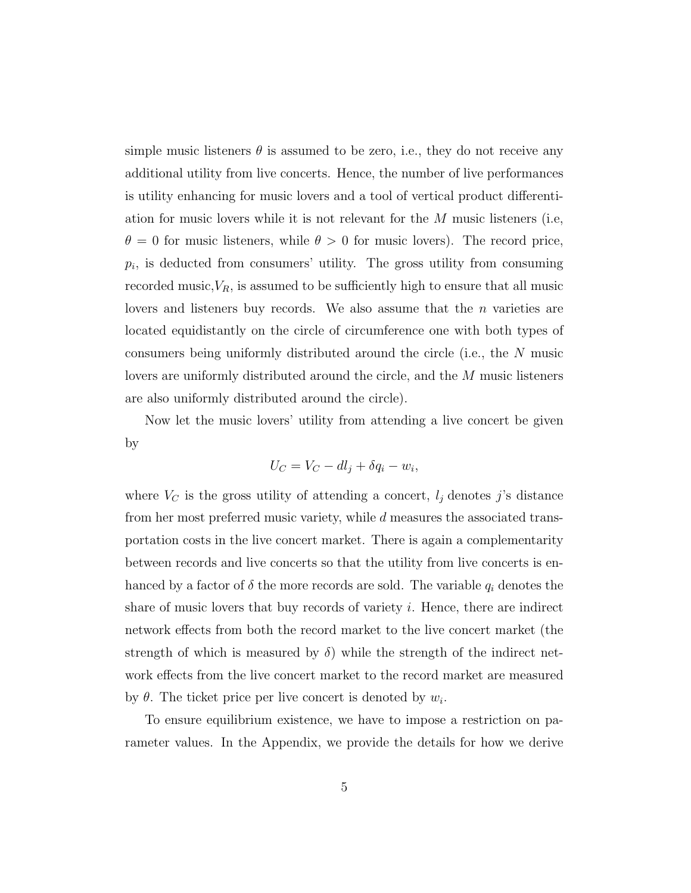simple music listeners $\theta$ is assumed to be zero, i.e., they do not receive any additional utility from live concerts. Hence, the number of live performances is utility enhancing for music lovers and a tool of vertical product differentiation for music lovers while it is not relevant for the $M$ music listeners (i.e, $\theta = 0$ for music listeners, while $\theta > 0$ for music lovers). The record price, $p_i$, is deducted from consumers' utility. The gross utility from consuming recorded music,$V_R$, is assumed to be sufficiently high to ensure that all music lovers and listeners buy records. We also assume that the $n$ varieties are located equidistantly on the circle of circumference one with both types of consumers being uniformly distributed around the circle (i.e., the $N$ music lovers are uniformly distributed around the circle, and the $M$ music listeners are also uniformly distributed around the circle).

Now let the music lovers' utility from attending a live concert be given by

$$U_C = V_C - dl_j + \delta q_i - w_i,$$

where $V_C$ is the gross utility of attending a concert, $l_j$ denotes $j$'s distance from her most preferred music variety, while $d$ measures the associated transportation costs in the live concert market. There is again a complementarity between records and live concerts so that the utility from live concerts is enhanced by a factor of $\delta$ the more records are sold. The variable $q_i$ denotes the share of music lovers that buy records of variety $i$. Hence, there are indirect network effects from both the record market to the live concert market (the strength of which is measured by $\delta$) while the strength of the indirect network effects from the live concert market to the record market are measured by $\theta$. The ticket price per live concert is denoted by $w_i$.

To ensure equilibrium existence, we have to impose a restriction on parameter values. In the Appendix, we provide the details for how we derive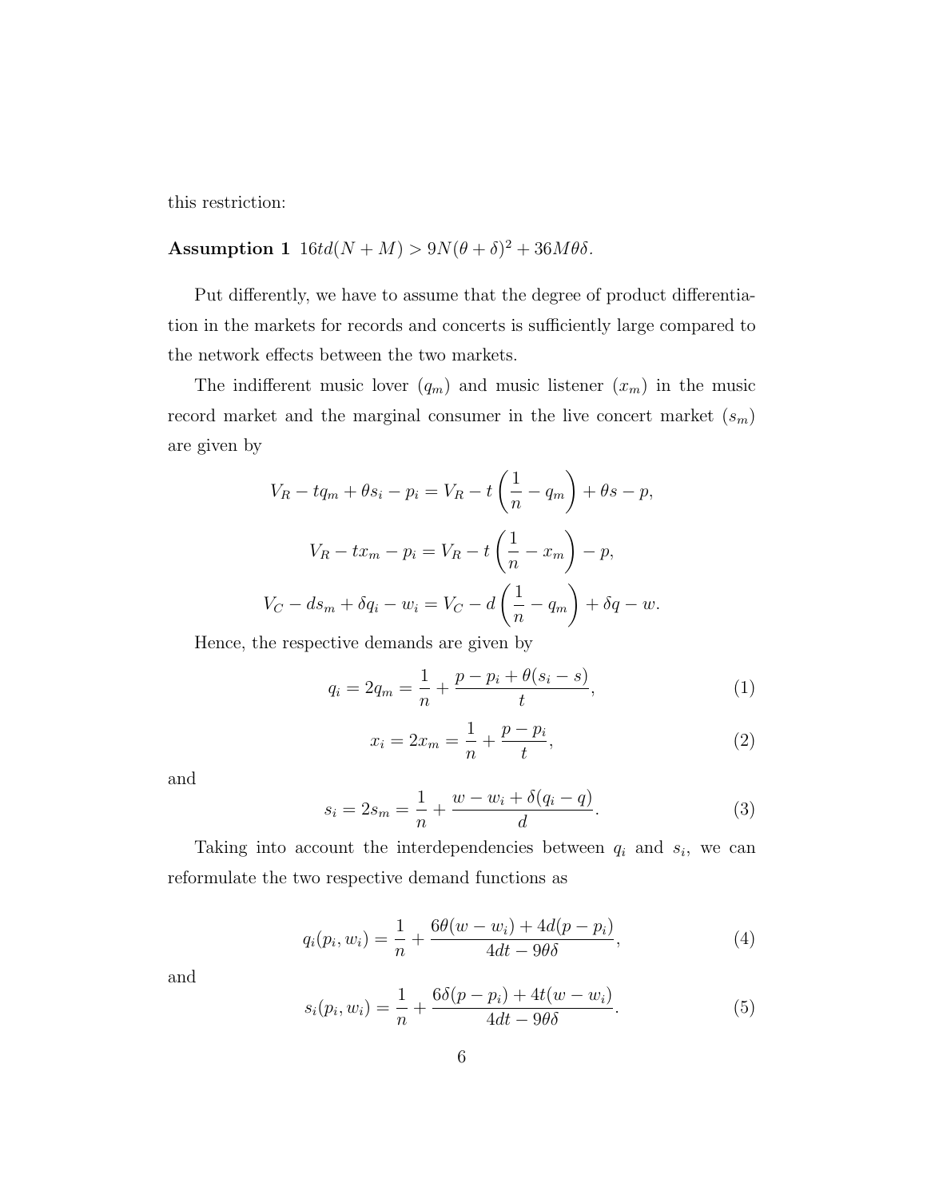this restriction:

**Assumption 1** $16td(N+M) > 9N(\theta+\delta)^2 + 36M\theta\delta$.

Put differently, we have to assume that the degree of product differentiation in the markets for records and concerts is sufficiently large compared to the network effects between the two markets.

The indifferent music lover ($q_m$) and music listener ($x_m$) in the music record market and the marginal consumer in the live concert market ($s_m$) are given by

$$V_R - tq_m + \theta s_i - p_i = V_R - t\left(\frac{1}{n} - q_m\right) + \theta s - p,$$

$$V_R - tx_m - p_i = V_R - t\left(\frac{1}{n} - x_m\right) - p,$$

$$V_C - ds_m + \delta q_i - w_i = V_C - d\left(\frac{1}{n} - q_m\right) + \delta q - w.$$

Hence, the respective demands are given by

$$q_i = 2q_m = \frac{1}{n} + \frac{p - p_i + \theta(s_i - s)}{t}, \tag{1}$$

$$x_i = 2x_m = \frac{1}{n} + \frac{p - p_i}{t}, \tag{2}$$

and

$$s_i = 2s_m = \frac{1}{n} + \frac{w - w_i + \delta(q_i - q)}{d}. \tag{3}$$

Taking into account the interdependencies between $q_i$ and $s_i$, we can reformulate the two respective demand functions as

$$q_i(p_i, w_i) = \frac{1}{n} + \frac{6\theta(w - w_i) + 4d(p - p_i)}{4dt - 9\theta\delta}, \tag{4}$$

and

$$s_i(p_i, w_i) = \frac{1}{n} + \frac{6\delta(p - p_i) + 4t(w - w_i)}{4dt - 9\theta\delta}. \tag{5}$$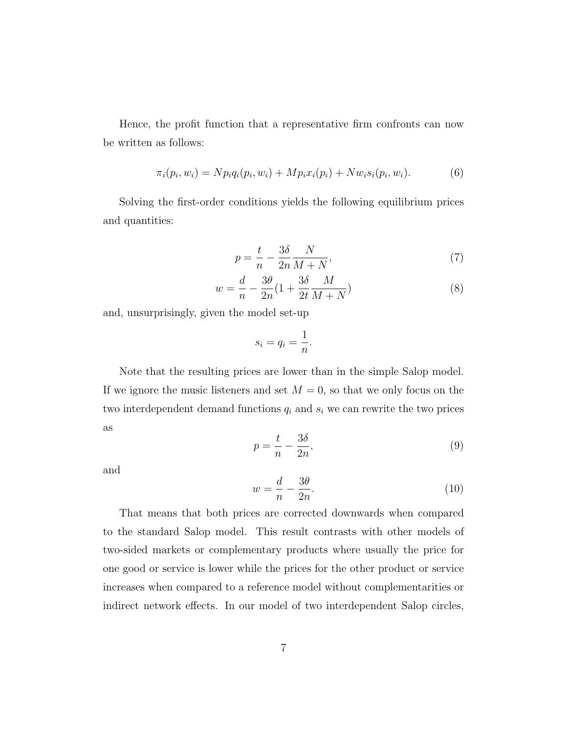Hence, the profit function that a representative firm confronts can now be written as follows:

$$\pi_i(p_i, w_i) = Np_i q_i(p_i, w_i) + Mp_i x_i(p_i) + Nw_i s_i(p_i, w_i). \tag{6}$$

Solving the first-order conditions yields the following equilibrium prices and quantities:

$$p = \frac{t}{n} - \frac{3\delta}{2n}\frac{N}{M+N}, \tag{7}$$

$$w = \frac{d}{n} - \frac{3\theta}{2n}\left(1 + \frac{3\delta}{2t}\frac{M}{M+N}\right) \tag{8}$$

and, unsurprisingly, given the model set-up

$$s_i = q_i = \frac{1}{n}.$$

Note that the resulting prices are lower than in the simple Salop model. If we ignore the music listeners and set $M = 0$, so that we only focus on the two interdependent demand functions $q_i$ and $s_i$ we can rewrite the two prices as

$$p = \frac{t}{n} - \frac{3\delta}{2n}, \tag{9}$$

and

$$w = \frac{d}{n} - \frac{3\theta}{2n}. \tag{10}$$

That means that both prices are corrected downwards when compared to the standard Salop model. This result contrasts with other models of two-sided markets or complementary products where usually the price for one good or service is lower while the prices for the other product or service increases when compared to a reference model without complementarities or indirect network effects. In our model of two interdependent Salop circles,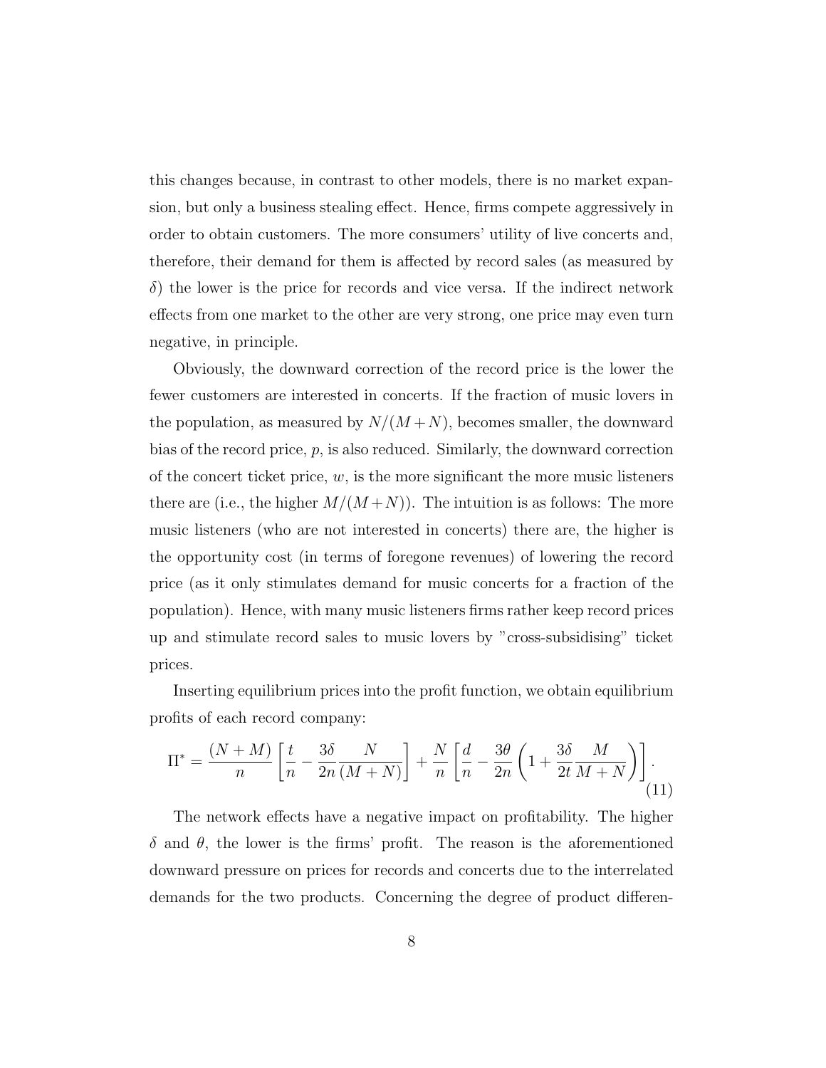this changes because, in contrast to other models, there is no market expansion, but only a business stealing effect. Hence, firms compete aggressively in order to obtain customers. The more consumers' utility of live concerts and, therefore, their demand for them is affected by record sales (as measured by $\delta$) the lower is the price for records and vice versa. If the indirect network effects from one market to the other are very strong, one price may even turn negative, in principle.

Obviously, the downward correction of the record price is the lower the fewer customers are interested in concerts. If the fraction of music lovers in the population, as measured by $N/(M+N)$, becomes smaller, the downward bias of the record price, $p$, is also reduced. Similarly, the downward correction of the concert ticket price, $w$, is the more significant the more music listeners there are (i.e., the higher $M/(M+N)$). The intuition is as follows: The more music listeners (who are not interested in concerts) there are, the higher is the opportunity cost (in terms of foregone revenues) of lowering the record price (as it only stimulates demand for music concerts for a fraction of the population). Hence, with many music listeners firms rather keep record prices up and stimulate record sales to music lovers by "cross-subsidising" ticket prices.

Inserting equilibrium prices into the profit function, we obtain equilibrium profits of each record company:

$$\Pi^* = \frac{(N+M)}{n}\left[\frac{t}{n} - \frac{3\delta}{2n}\frac{N}{(M+N)}\right] + \frac{N}{n}\left[\frac{d}{n} - \frac{3\theta}{2n}\left(1 + \frac{3\delta}{2t}\frac{M}{M+N}\right)\right]. \tag{11}$$

The network effects have a negative impact on profitability. The higher $\delta$ and $\theta$, the lower is the firms' profit. The reason is the aforementioned downward pressure on prices for records and concerts due to the interrelated demands for the two products. Concerning the degree of product differen-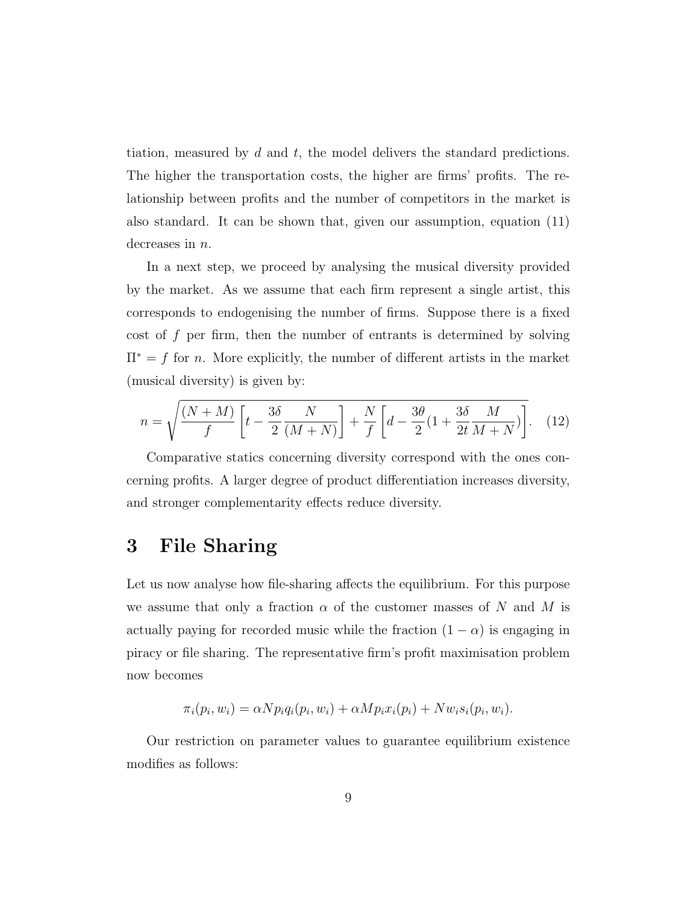tiation, measured by $d$ and $t$, the model delivers the standard predictions. The higher the transportation costs, the higher are firms' profits. The relationship between profits and the number of competitors in the market is also standard. It can be shown that, given our assumption, equation (11) decreases in $n$.

In a next step, we proceed by analysing the musical diversity provided by the market. As we assume that each firm represent a single artist, this corresponds to endogenising the number of firms. Suppose there is a fixed cost of $f$ per firm, then the number of entrants is determined by solving $\Pi^* = f$ for $n$. More explicitly, the number of different artists in the market (musical diversity) is given by:

$$n = \sqrt{\frac{(N+M)}{f}\left[t - \frac{3\delta}{2}\frac{N}{(M+N)}\right] + \frac{N}{f}\left[d - \frac{3\theta}{2}(1 + \frac{3\delta}{2t}\frac{M}{M+N})\right]}. \quad (12)$$

Comparative statics concerning diversity correspond with the ones concerning profits. A larger degree of product differentiation increases diversity, and stronger complementarity effects reduce diversity.

# 3 File Sharing

Let us now analyse how file-sharing affects the equilibrium. For this purpose we assume that only a fraction $\alpha$ of the customer masses of $N$ and $M$ is actually paying for recorded music while the fraction $(1 - \alpha)$ is engaging in piracy or file sharing. The representative firm's profit maximisation problem now becomes

$$\pi_i(p_i, w_i) = \alpha N p_i q_i(p_i, w_i) + \alpha M p_i x_i(p_i) + N w_i s_i(p_i, w_i).$$

Our restriction on parameter values to guarantee equilibrium existence modifies as follows: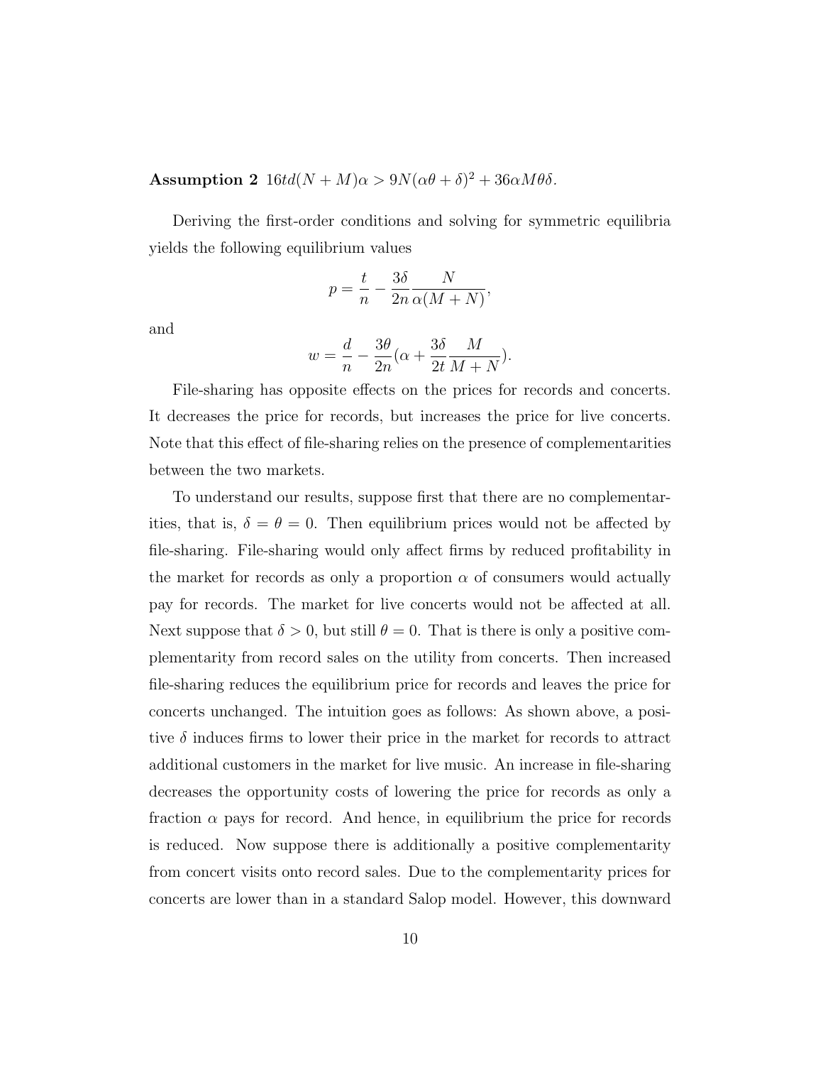**Assumption 2** $16td(N+M)\alpha > 9N(\alpha\theta+\delta)^2 + 36\alpha M\theta\delta$.

Deriving the first-order conditions and solving for symmetric equilibria yields the following equilibrium values

$$p = \frac{t}{n} - \frac{3\delta}{2n}\frac{N}{\alpha(M+N)},$$

and

$$w = \frac{d}{n} - \frac{3\theta}{2n}(\alpha + \frac{3\delta}{2t}\frac{M}{M+N}).$$

File-sharing has opposite effects on the prices for records and concerts. It decreases the price for records, but increases the price for live concerts. Note that this effect of file-sharing relies on the presence of complementarities between the two markets.

To understand our results, suppose first that there are no complementarities, that is, $\delta = \theta = 0$. Then equilibrium prices would not be affected by file-sharing. File-sharing would only affect firms by reduced profitability in the market for records as only a proportion $\alpha$ of consumers would actually pay for records. The market for live concerts would not be affected at all. Next suppose that $\delta > 0$, but still $\theta = 0$. That is there is only a positive complementarity from record sales on the utility from concerts. Then increased file-sharing reduces the equilibrium price for records and leaves the price for concerts unchanged. The intuition goes as follows: As shown above, a positive $\delta$ induces firms to lower their price in the market for records to attract additional customers in the market for live music. An increase in file-sharing decreases the opportunity costs of lowering the price for records as only a fraction $\alpha$ pays for record. And hence, in equilibrium the price for records is reduced. Now suppose there is additionally a positive complementarity from concert visits onto record sales. Due to the complementarity prices for concerts are lower than in a standard Salop model. However, this downward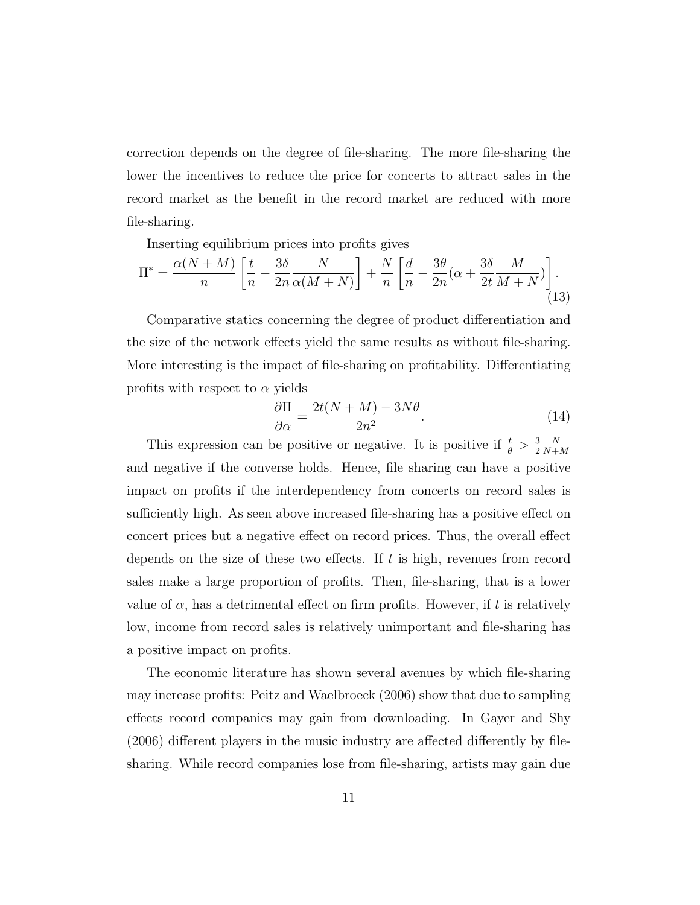correction depends on the degree of file-sharing. The more file-sharing the lower the incentives to reduce the price for concerts to attract sales in the record market as the benefit in the record market are reduced with more file-sharing.

Inserting equilibrium prices into profits gives

$$\Pi^* = \frac{\alpha(N+M)}{n}\left[\frac{t}{n} - \frac{3\delta}{2n}\frac{N}{\alpha(M+N)}\right] + \frac{N}{n}\left[\frac{d}{n} - \frac{3\theta}{2n}(\alpha + \frac{3\delta}{2t}\frac{M}{M+N})\right]. \tag{13}$$

Comparative statics concerning the degree of product differentiation and the size of the network effects yield the same results as without file-sharing. More interesting is the impact of file-sharing on profitability. Differentiating profits with respect to $\alpha$ yields

$$\frac{\partial \Pi}{\partial \alpha} = \frac{2t(N+M) - 3N\theta}{2n^2}. \tag{14}$$

This expression can be positive or negative. It is positive if $\frac{t}{\theta} > \frac{3}{2}\frac{N}{N+M}$ and negative if the converse holds. Hence, file sharing can have a positive impact on profits if the interdependency from concerts on record sales is sufficiently high. As seen above increased file-sharing has a positive effect on concert prices but a negative effect on record prices. Thus, the overall effect depends on the size of these two effects. If $t$ is high, revenues from record sales make a large proportion of profits. Then, file-sharing, that is a lower value of $\alpha$, has a detrimental effect on firm profits. However, if $t$ is relatively low, income from record sales is relatively unimportant and file-sharing has a positive impact on profits.

The economic literature has shown several avenues by which file-sharing may increase profits: Peitz and Waelbroeck (2006) show that due to sampling effects record companies may gain from downloading. In Gayer and Shy (2006) different players in the music industry are affected differently by file-sharing. While record companies lose from file-sharing, artists may gain due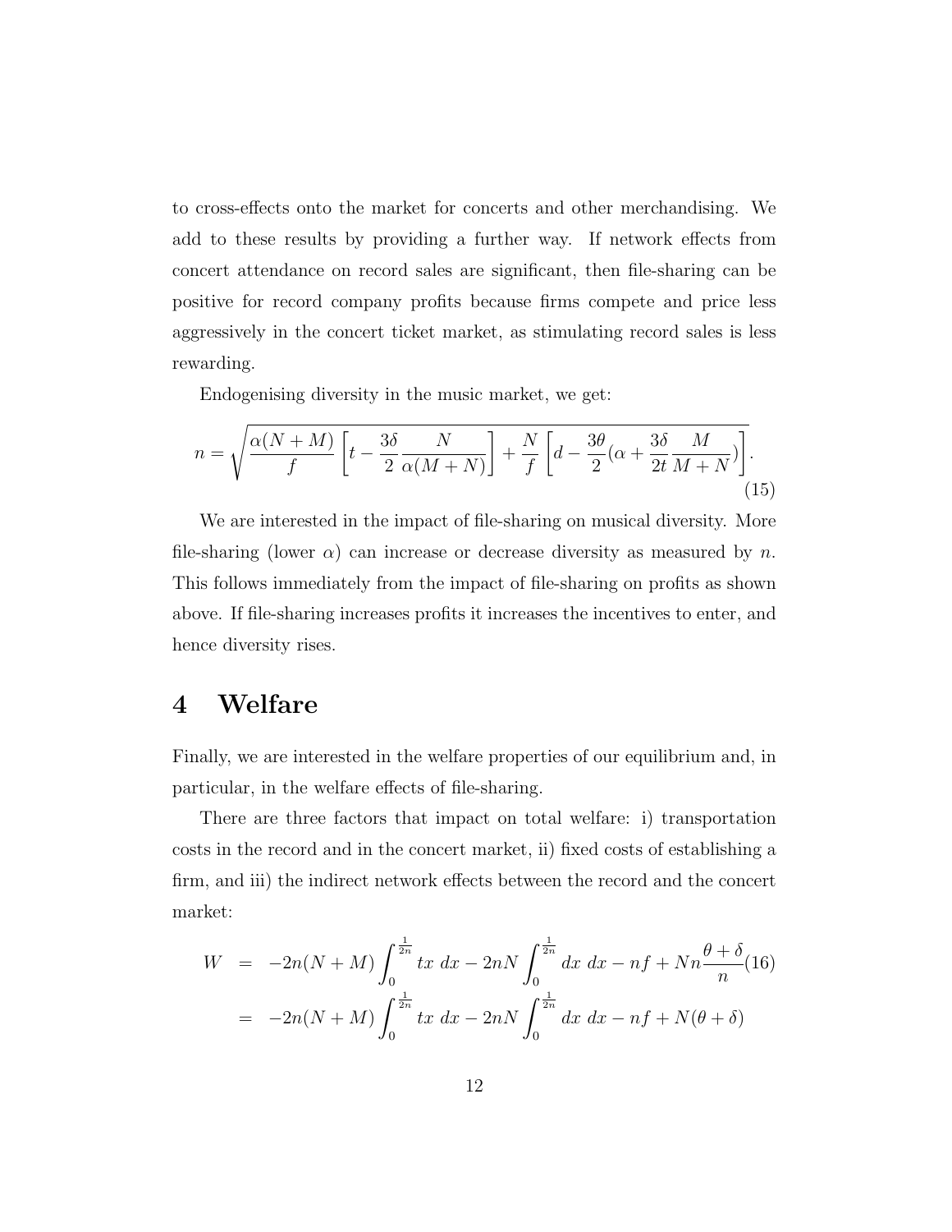to cross-effects onto the market for concerts and other merchandising. We add to these results by providing a further way. If network effects from concert attendance on record sales are significant, then file-sharing can be positive for record company profits because firms compete and price less aggressively in the concert ticket market, as stimulating record sales is less rewarding.

Endogenising diversity in the music market, we get:

$$n = \sqrt{\frac{\alpha(N+M)}{f}\left[t - \frac{3\delta}{2}\frac{N}{\alpha(M+N)}\right] + \frac{N}{f}\left[d - \frac{3\theta}{2}(\alpha + \frac{3\delta}{2t}\frac{M}{M+N})\right]}. \tag{15}$$

We are interested in the impact of file-sharing on musical diversity. More file-sharing (lower $\alpha$) can increase or decrease diversity as measured by $n$. This follows immediately from the impact of file-sharing on profits as shown above. If file-sharing increases profits it increases the incentives to enter, and hence diversity rises.

# 4 Welfare

Finally, we are interested in the welfare properties of our equilibrium and, in particular, in the welfare effects of file-sharing.

There are three factors that impact on total welfare: i) transportation costs in the record and in the concert market, ii) fixed costs of establishing a firm, and iii) the indirect network effects between the record and the concert market:

$$\begin{aligned} W &= -2n(N+M)\int_0^{\frac{1}{2n}} tx\ dx - 2nN\int_0^{\frac{1}{2n}} dx\ dx - nf + Nn\frac{\theta+\delta}{n} \qquad (16) \\ &= -2n(N+M)\int_0^{\frac{1}{2n}} tx\ dx - 2nN\int_0^{\frac{1}{2n}} dx\ dx - nf + N(\theta+\delta) \end{aligned}$$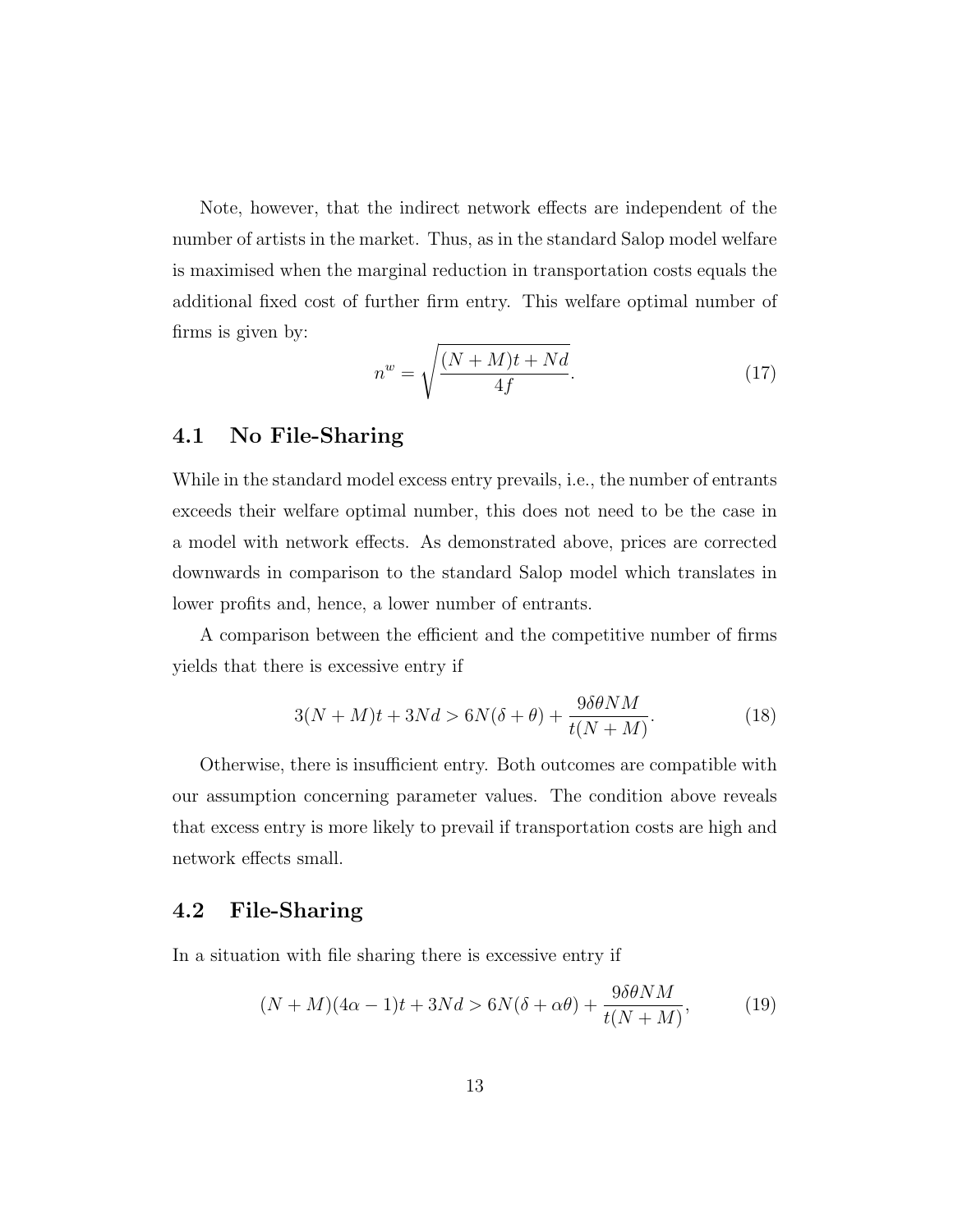Note, however, that the indirect network effects are independent of the number of artists in the market. Thus, as in the standard Salop model welfare is maximised when the marginal reduction in transportation costs equals the additional fixed cost of further firm entry. This welfare optimal number of firms is given by:

$$n^w = \sqrt{\frac{(N+M)t + Nd}{4f}}. \tag{17}$$

## 4.1 No File-Sharing

While in the standard model excess entry prevails, i.e., the number of entrants exceeds their welfare optimal number, this does not need to be the case in a model with network effects. As demonstrated above, prices are corrected downwards in comparison to the standard Salop model which translates in lower profits and, hence, a lower number of entrants.

A comparison between the efficient and the competitive number of firms yields that there is excessive entry if

$$3(N+M)t + 3Nd > 6N(\delta + \theta) + \frac{9\delta\theta NM}{t(N+M)}. \tag{18}$$

Otherwise, there is insufficient entry. Both outcomes are compatible with our assumption concerning parameter values. The condition above reveals that excess entry is more likely to prevail if transportation costs are high and network effects small.

## 4.2 File-Sharing

In a situation with file sharing there is excessive entry if

$$(N+M)(4\alpha - 1)t + 3Nd > 6N(\delta + \alpha\theta) + \frac{9\delta\theta NM}{t(N+M)}, \tag{19}$$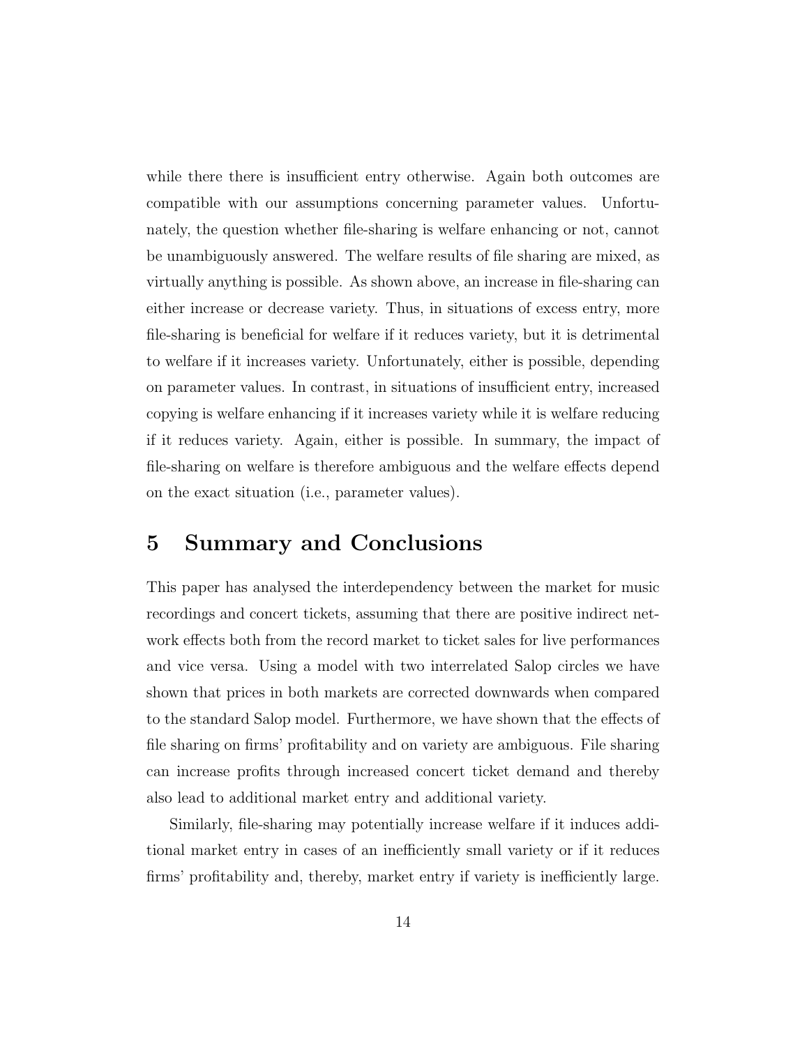while there there is insufficient entry otherwise. Again both outcomes are compatible with our assumptions concerning parameter values. Unfortunately, the question whether file-sharing is welfare enhancing or not, cannot be unambiguously answered. The welfare results of file sharing are mixed, as virtually anything is possible. As shown above, an increase in file-sharing can either increase or decrease variety. Thus, in situations of excess entry, more file-sharing is beneficial for welfare if it reduces variety, but it is detrimental to welfare if it increases variety. Unfortunately, either is possible, depending on parameter values. In contrast, in situations of insufficient entry, increased copying is welfare enhancing if it increases variety while it is welfare reducing if it reduces variety. Again, either is possible. In summary, the impact of file-sharing on welfare is therefore ambiguous and the welfare effects depend on the exact situation (i.e., parameter values).

# 5 Summary and Conclusions

This paper has analysed the interdependency between the market for music recordings and concert tickets, assuming that there are positive indirect network effects both from the record market to ticket sales for live performances and vice versa. Using a model with two interrelated Salop circles we have shown that prices in both markets are corrected downwards when compared to the standard Salop model. Furthermore, we have shown that the effects of file sharing on firms' profitability and on variety are ambiguous. File sharing can increase profits through increased concert ticket demand and thereby also lead to additional market entry and additional variety.

Similarly, file-sharing may potentially increase welfare if it induces additional market entry in cases of an inefficiently small variety or if it reduces firms' profitability and, thereby, market entry if variety is inefficiently large.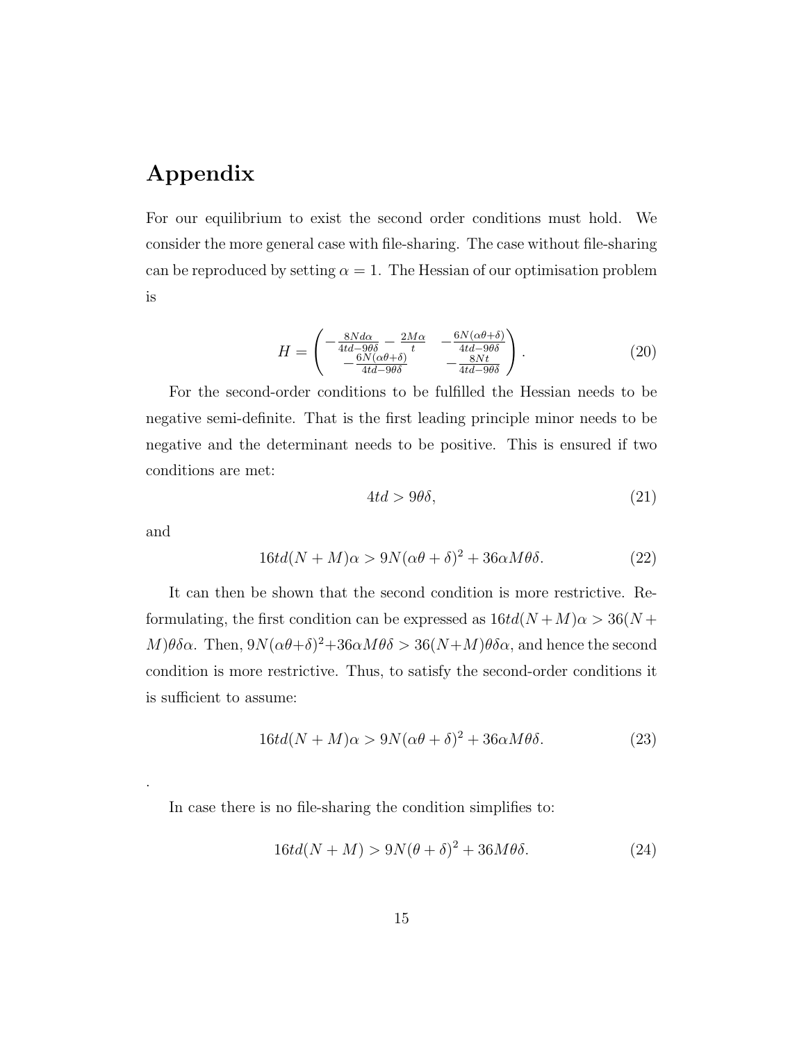# Appendix

For our equilibrium to exist the second order conditions must hold. We consider the more general case with file-sharing. The case without file-sharing can be reproduced by setting $\alpha = 1$. The Hessian of our optimisation problem is

$$H = \begin{pmatrix} -\frac{8Nd\alpha}{4td-9\theta\delta} - \frac{2M\alpha}{t} & -\frac{6N(\alpha\theta+\delta)}{4td-9\theta\delta} \\ -\frac{6N(\alpha\theta+\delta)}{4td-9\theta\delta} & -\frac{8Nt}{4td-9\theta\delta} \end{pmatrix}. \tag{20}$$

For the second-order conditions to be fulfilled the Hessian needs to be negative semi-definite. That is the first leading principle minor needs to be negative and the determinant needs to be positive. This is ensured if two conditions are met:

$$4td > 9\theta\delta, \tag{21}$$

and

$$16td(N+M)\alpha > 9N(\alpha\theta+\delta)^2 + 36\alpha M\theta\delta. \tag{22}$$

It can then be shown that the second condition is more restrictive. Reformulating, the first condition can be expressed as $16td(N+M)\alpha > 36(N+M)\theta\delta\alpha$. Then, $9N(\alpha\theta+\delta)^2+36\alpha M\theta\delta > 36(N+M)\theta\delta\alpha$, and hence the second condition is more restrictive. Thus, to satisfy the second-order conditions it is sufficient to assume:

$$16td(N+M)\alpha > 9N(\alpha\theta+\delta)^2 + 36\alpha M\theta\delta. \tag{23}$$

.

In case there is no file-sharing the condition simplifies to:

$$16td(N+M) > 9N(\theta+\delta)^2 + 36M\theta\delta. \tag{24}$$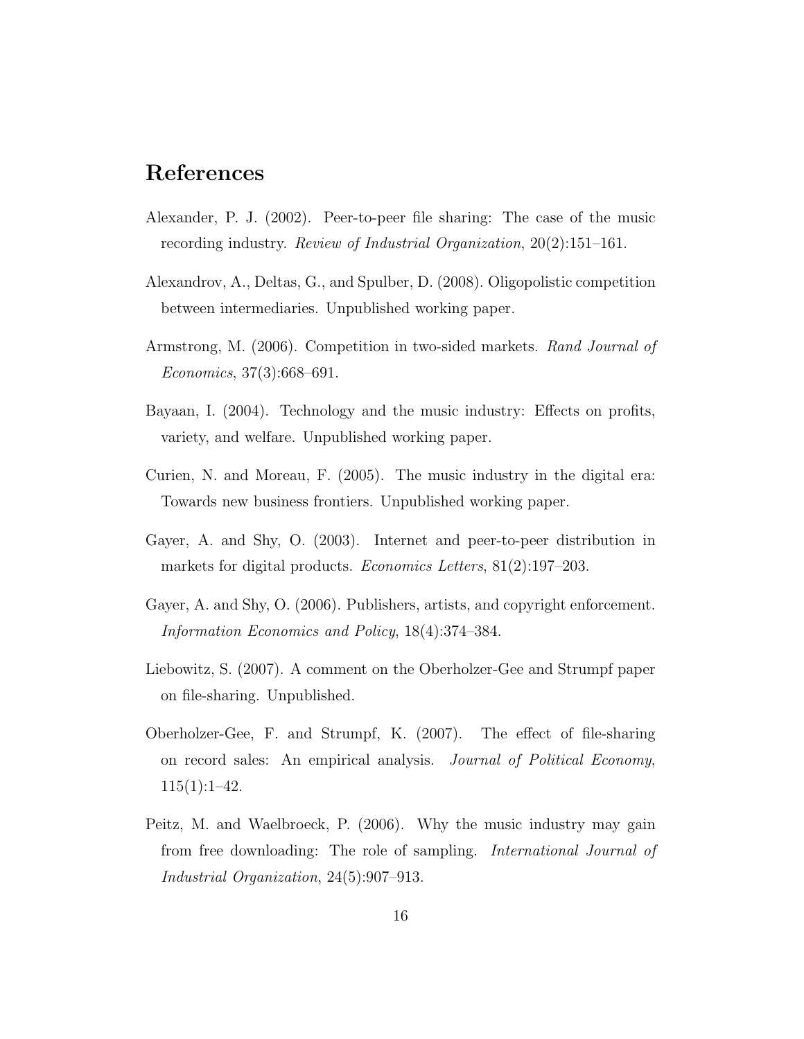## References

Alexander, P. J. (2002). Peer-to-peer file sharing: The case of the music recording industry. *Review of Industrial Organization*, 20(2):151–161.

Alexandrov, A., Deltas, G., and Spulber, D. (2008). Oligopolistic competition between intermediaries. Unpublished working paper.

Armstrong, M. (2006). Competition in two-sided markets. *Rand Journal of Economics*, 37(3):668–691.

Bayaan, I. (2004). Technology and the music industry: Effects on profits, variety, and welfare. Unpublished working paper.

Curien, N. and Moreau, F. (2005). The music industry in the digital era: Towards new business frontiers. Unpublished working paper.

Gayer, A. and Shy, O. (2003). Internet and peer-to-peer distribution in markets for digital products. *Economics Letters*, 81(2):197–203.

Gayer, A. and Shy, O. (2006). Publishers, artists, and copyright enforcement. *Information Economics and Policy*, 18(4):374–384.

Liebowitz, S. (2007). A comment on the Oberholzer-Gee and Strumpf paper on file-sharing. Unpublished.

Oberholzer-Gee, F. and Strumpf, K. (2007). The effect of file-sharing on record sales: An empirical analysis. *Journal of Political Economy*, 115(1):1–42.

Peitz, M. and Waelbroeck, P. (2006). Why the music industry may gain from free downloading: The role of sampling. *International Journal of Industrial Organization*, 24(5):907–913.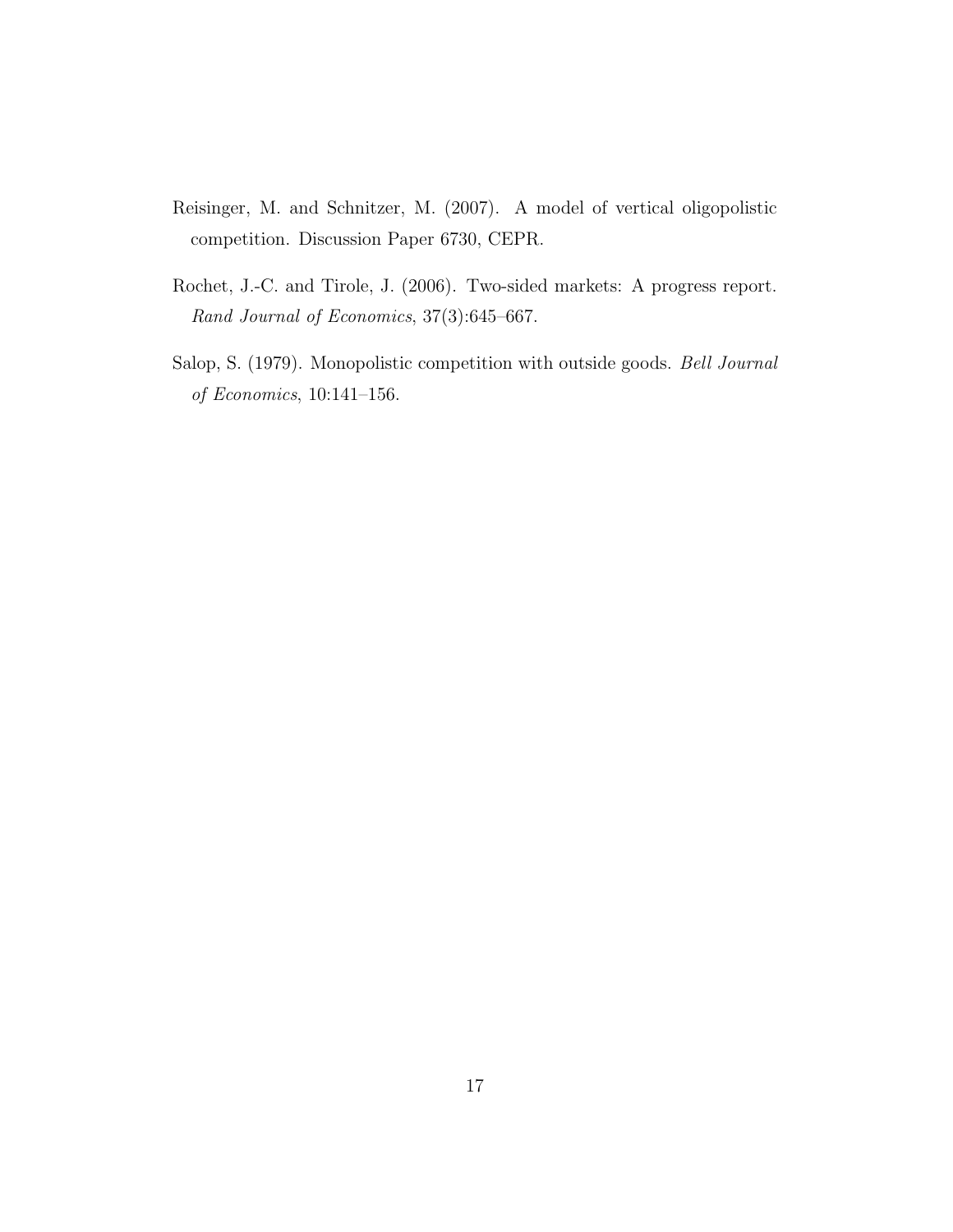Reisinger, M. and Schnitzer, M. (2007). A model of vertical oligopolistic competition. Discussion Paper 6730, CEPR.

Rochet, J.-C. and Tirole, J. (2006). Two-sided markets: A progress report. *Rand Journal of Economics*, 37(3):645–667.

Salop, S. (1979). Monopolistic competition with outside goods. *Bell Journal of Economics*, 10:141–156.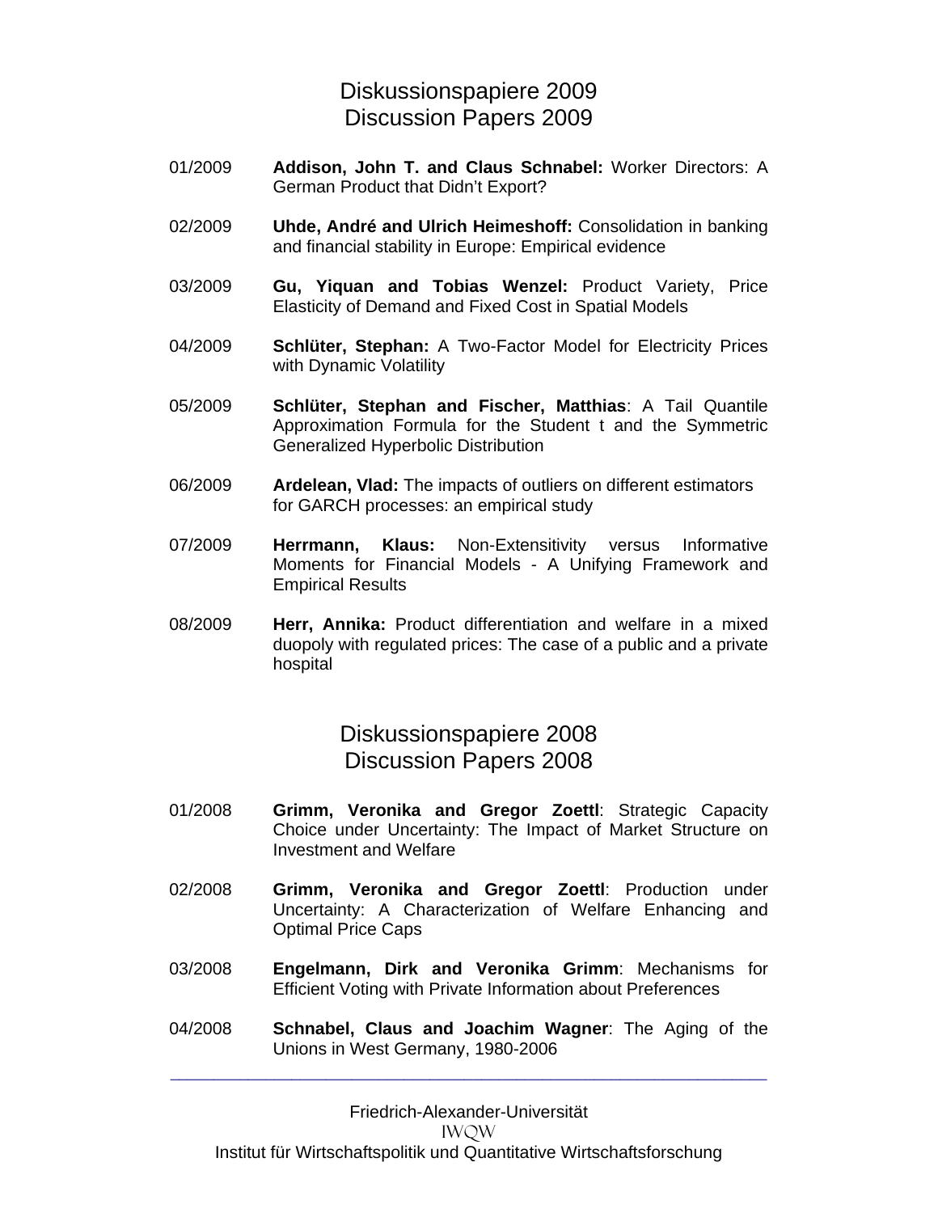## Diskussionspapiere 2009
## Discussion Papers 2009

01/2009 **Addison, John T. and Claus Schnabel:** Worker Directors: A German Product that Didn't Export?

02/2009 **Uhde, André and Ulrich Heimeshoff:** Consolidation in banking and financial stability in Europe: Empirical evidence

03/2009 **Gu, Yiquan and Tobias Wenzel:** Product Variety, Price Elasticity of Demand and Fixed Cost in Spatial Models

04/2009 **Schlüter, Stephan:** A Two-Factor Model for Electricity Prices with Dynamic Volatility

05/2009 **Schlüter, Stephan and Fischer, Matthias**: A Tail Quantile Approximation Formula for the Student t and the Symmetric Generalized Hyperbolic Distribution

06/2009 **Ardelean, Vlad:** The impacts of outliers on different estimators for GARCH processes: an empirical study

07/2009 **Herrmann, Klaus:** Non-Extensitivity versus Informative Moments for Financial Models - A Unifying Framework and Empirical Results

08/2009 **Herr, Annika:** Product differentiation and welfare in a mixed duopoly with regulated prices: The case of a public and a private hospital

## Diskussionspapiere 2008
## Discussion Papers 2008

01/2008 **Grimm, Veronika and Gregor Zoettl**: Strategic Capacity Choice under Uncertainty: The Impact of Market Structure on Investment and Welfare

02/2008 **Grimm, Veronika and Gregor Zoettl**: Production under Uncertainty: A Characterization of Welfare Enhancing and Optimal Price Caps

03/2008 **Engelmann, Dirk and Veronika Grimm**: Mechanisms for Efficient Voting with Private Information about Preferences

04/2008 **Schnabel, Claus and Joachim Wagner**: The Aging of the Unions in West Germany, 1980-2006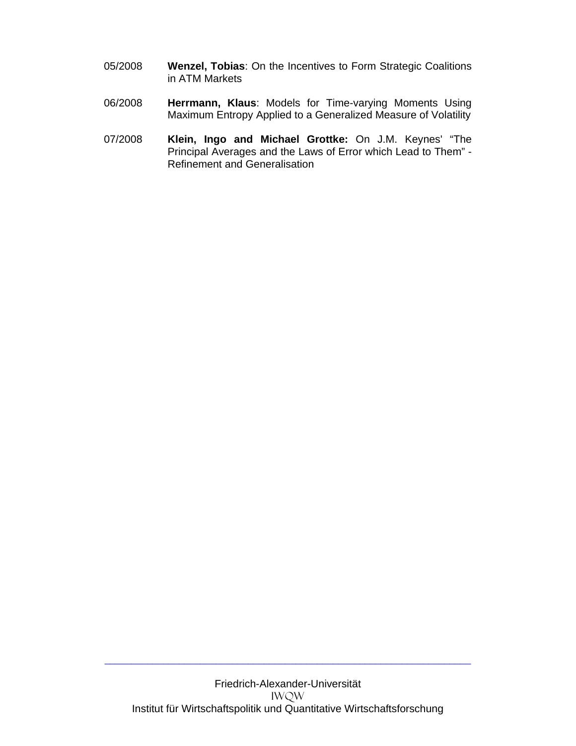05/2008 **Wenzel, Tobias**: On the Incentives to Form Strategic Coalitions in ATM Markets

06/2008 **Herrmann, Klaus**: Models for Time-varying Moments Using Maximum Entropy Applied to a Generalized Measure of Volatility

07/2008 **Klein, Ingo and Michael Grottke:** On J.M. Keynes' “The Principal Averages and the Laws of Error which Lead to Them” - Refinement and Generalisation

Friedrich-Alexander-Universität
IWQW
Institut für Wirtschaftspolitik und Quantitative Wirtschaftsforschung